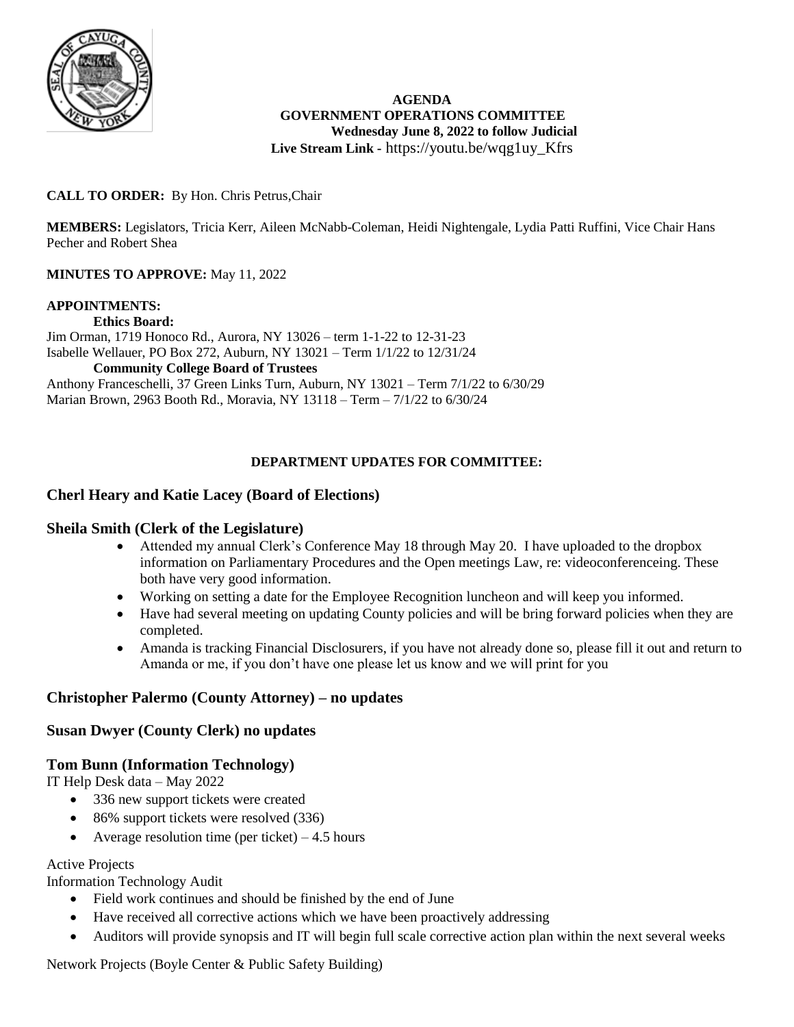**AGENDA**
**GOVERNMENT OPERATIONS COMMITTEE**
**Wednesday June 8, 2022 to follow Judicial**
**Live Stream Link -** https://youtu.be/wqg1uy_Kfrs

**CALL TO ORDER:** By Hon. Chris Petrus,Chair

**MEMBERS:** Legislators, Tricia Kerr, Aileen McNabb-Coleman, Heidi Nightengale, Lydia Patti Ruffini, Vice Chair Hans Pecher and Robert Shea

**MINUTES TO APPROVE:** May 11, 2022

**APPOINTMENTS:**

**Ethics Board:**

Jim Orman, 1719 Honoco Rd., Aurora, NY 13026 – term 1-1-22 to 12-31-23
Isabelle Wellauer, PO Box 272, Auburn, NY 13021 – Term 1/1/22 to 12/31/24

**Community College Board of Trustees**

Anthony Franceschelli, 37 Green Links Turn, Auburn, NY 13021 – Term 7/1/22 to 6/30/29
Marian Brown, 2963 Booth Rd., Moravia, NY 13118 – Term – 7/1/22 to 6/30/24

**DEPARTMENT UPDATES FOR COMMITTEE:**

## Cherl Heary and Katie Lacey (Board of Elections)

## Sheila Smith (Clerk of the Legislature)

- Attended my annual Clerk's Conference May 18 through May 20. I have uploaded to the dropbox information on Parliamentary Procedures and the Open meetings Law, re: videoconferenceing. These both have very good information.
- Working on setting a date for the Employee Recognition luncheon and will keep you informed.
- Have had several meeting on updating County policies and will be bring forward policies when they are completed.
- Amanda is tracking Financial Disclosurers, if you have not already done so, please fill it out and return to Amanda or me, if you don't have one please let us know and we will print for you

## Christopher Palermo (County Attorney) – no updates

## Susan Dwyer (County Clerk) no updates

## Tom Bunn (Information Technology)

IT Help Desk data – May 2022

- 336 new support tickets were created
- 86% support tickets were resolved (336)
- Average resolution time (per ticket) – 4.5 hours

Active Projects

Information Technology Audit

- Field work continues and should be finished by the end of June
- Have received all corrective actions which we have been proactively addressing
- Auditors will provide synopsis and IT will begin full scale corrective action plan within the next several weeks

Network Projects (Boyle Center & Public Safety Building)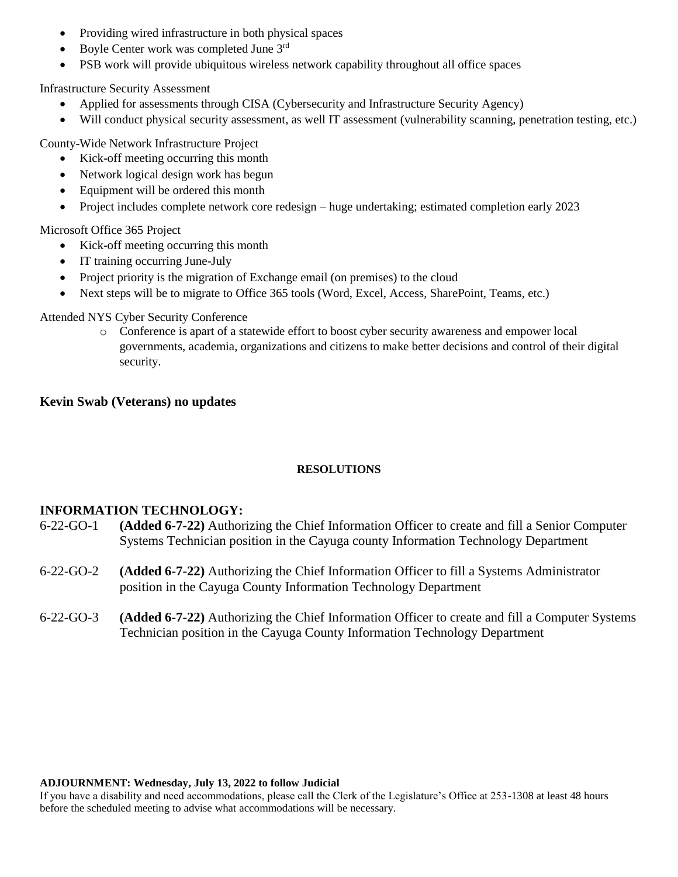- Providing wired infrastructure in both physical spaces
- Boyle Center work was completed June 3rd
- PSB work will provide ubiquitous wireless network capability throughout all office spaces

Infrastructure Security Assessment

- Applied for assessments through CISA (Cybersecurity and Infrastructure Security Agency)
- Will conduct physical security assessment, as well IT assessment (vulnerability scanning, penetration testing, etc.)

County-Wide Network Infrastructure Project

- Kick-off meeting occurring this month
- Network logical design work has begun
- Equipment will be ordered this month
- Project includes complete network core redesign – huge undertaking; estimated completion early 2023

Microsoft Office 365 Project

- Kick-off meeting occurring this month
- IT training occurring June-July
- Project priority is the migration of Exchange email (on premises) to the cloud
- Next steps will be to migrate to Office 365 tools (Word, Excel, Access, SharePoint, Teams, etc.)

Attended NYS Cyber Security Conference

- Conference is apart of a statewide effort to boost cyber security awareness and empower local governments, academia, organizations and citizens to make better decisions and control of their digital security.

**Kevin Swab (Veterans) no updates**

**RESOLUTIONS**

**INFORMATION TECHNOLOGY:**

6-22-GO-1 **(Added 6-7-22)** Authorizing the Chief Information Officer to create and fill a Senior Computer Systems Technician position in the Cayuga county Information Technology Department

6-22-GO-2 **(Added 6-7-22)** Authorizing the Chief Information Officer to fill a Systems Administrator position in the Cayuga County Information Technology Department

6-22-GO-3 **(Added 6-7-22)** Authorizing the Chief Information Officer to create and fill a Computer Systems Technician position in the Cayuga County Information Technology Department

**ADJOURNMENT: Wednesday, July 13, 2022 to follow Judicial**

If you have a disability and need accommodations, please call the Clerk of the Legislature's Office at 253-1308 at least 48 hours before the scheduled meeting to advise what accommodations will be necessary.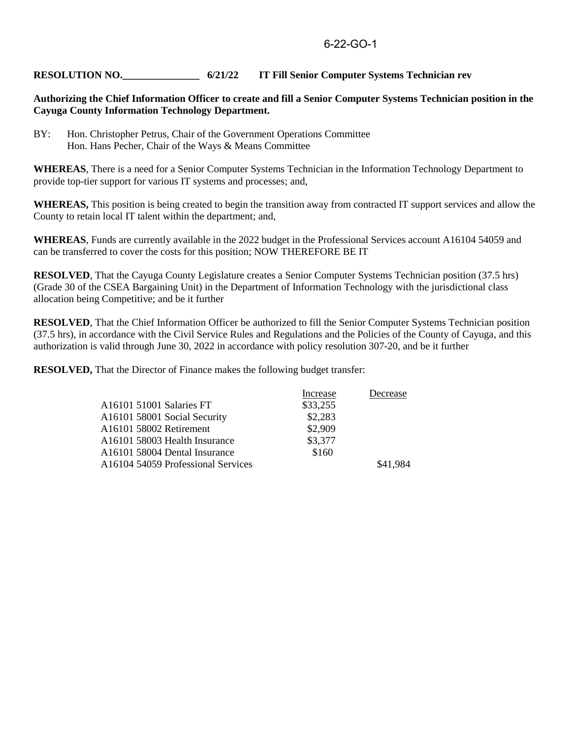6-22-GO-1

**RESOLUTION NO.\_\_\_\_\_\_\_\_\_\_\_\_\_\_\_ 6/21/22 IT Fill Senior Computer Systems Technician rev**

**Authorizing the Chief Information Officer to create and fill a Senior Computer Systems Technician position in the Cayuga County Information Technology Department.**

BY: Hon. Christopher Petrus, Chair of the Government Operations Committee
Hon. Hans Pecher, Chair of the Ways & Means Committee

**WHEREAS**, There is a need for a Senior Computer Systems Technician in the Information Technology Department to provide top-tier support for various IT systems and processes; and,

**WHEREAS,** This position is being created to begin the transition away from contracted IT support services and allow the County to retain local IT talent within the department; and,

**WHEREAS**, Funds are currently available in the 2022 budget in the Professional Services account A16104 54059 and can be transferred to cover the costs for this position; NOW THEREFORE BE IT

**RESOLVED**, That the Cayuga County Legislature creates a Senior Computer Systems Technician position (37.5 hrs) (Grade 30 of the CSEA Bargaining Unit) in the Department of Information Technology with the jurisdictional class allocation being Competitive; and be it further

**RESOLVED**, That the Chief Information Officer be authorized to fill the Senior Computer Systems Technician position (37.5 hrs), in accordance with the Civil Service Rules and Regulations and the Policies of the County of Cayuga, and this authorization is valid through June 30, 2022 in accordance with policy resolution 307-20, and be it further

**RESOLVED,** That the Director of Finance makes the following budget transfer:

| | Increase | Decrease |
|---|---|---|
| A16101 51001 Salaries FT | $33,255 | |
| A16101 58001 Social Security | $2,283 | |
| A16101 58002 Retirement | $2,909 | |
| A16101 58003 Health Insurance | $3,377 | |
| A16101 58004 Dental Insurance | $160 | |
| A16104 54059 Professional Services | | $41,984 |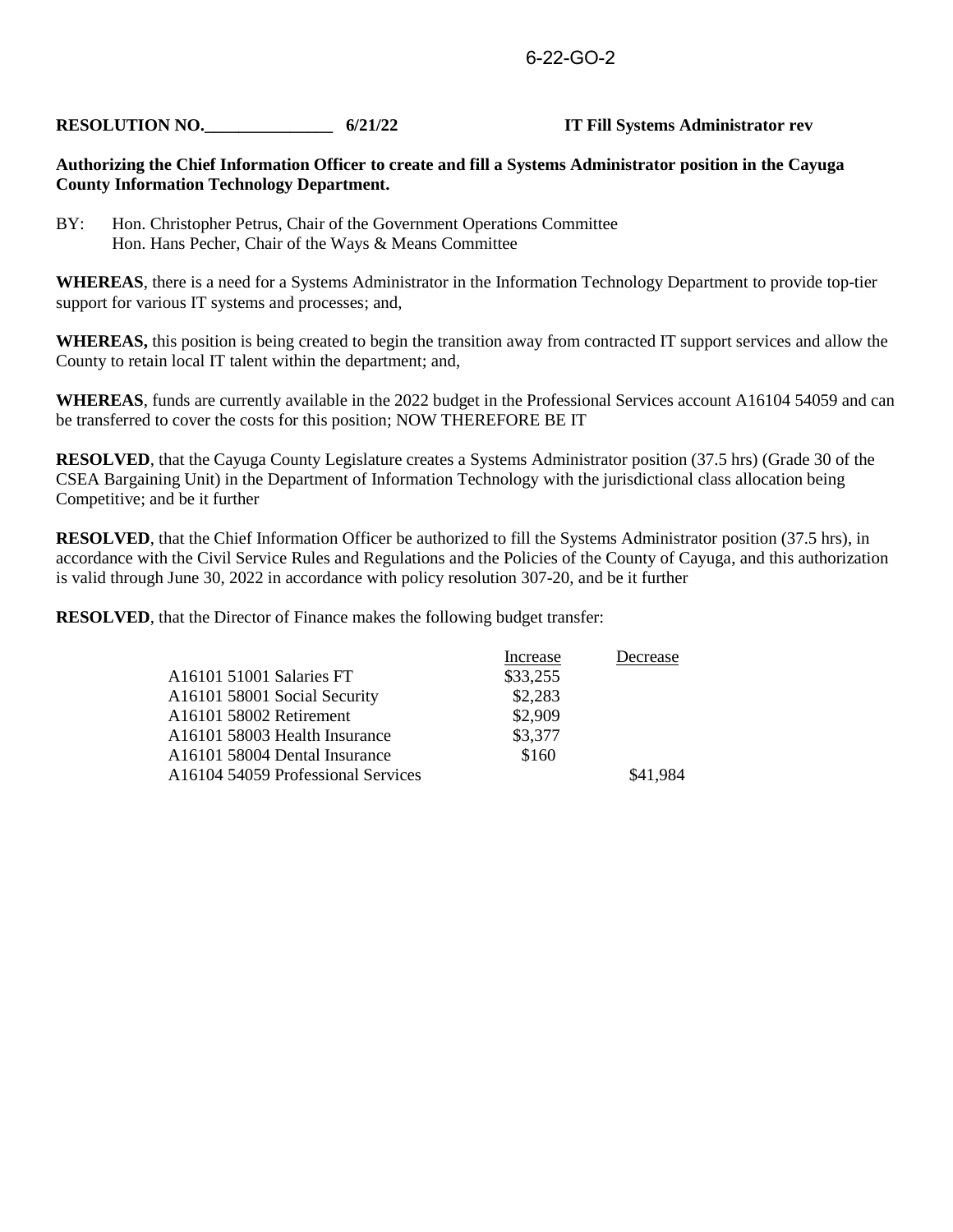6-22-GO-2

**RESOLUTION NO.\_\_\_\_\_\_\_\_\_\_\_\_\_\_\_ 6/21/22 IT Fill Systems Administrator rev**

**Authorizing the Chief Information Officer to create and fill a Systems Administrator position in the Cayuga County Information Technology Department.**

BY: Hon. Christopher Petrus, Chair of the Government Operations Committee
Hon. Hans Pecher, Chair of the Ways & Means Committee

**WHEREAS**, there is a need for a Systems Administrator in the Information Technology Department to provide top-tier support for various IT systems and processes; and,

**WHEREAS,** this position is being created to begin the transition away from contracted IT support services and allow the County to retain local IT talent within the department; and,

**WHEREAS**, funds are currently available in the 2022 budget in the Professional Services account A16104 54059 and can be transferred to cover the costs for this position; NOW THEREFORE BE IT

**RESOLVED**, that the Cayuga County Legislature creates a Systems Administrator position (37.5 hrs) (Grade 30 of the CSEA Bargaining Unit) in the Department of Information Technology with the jurisdictional class allocation being Competitive; and be it further

**RESOLVED**, that the Chief Information Officer be authorized to fill the Systems Administrator position (37.5 hrs), in accordance with the Civil Service Rules and Regulations and the Policies of the County of Cayuga, and this authorization is valid through June 30, 2022 in accordance with policy resolution 307-20, and be it further

**RESOLVED**, that the Director of Finance makes the following budget transfer:

| | Increase | Decrease |
|---|---|---|
| A16101 51001 Salaries FT | $33,255 | |
| A16101 58001 Social Security | $2,283 | |
| A16101 58002 Retirement | $2,909 | |
| A16101 58003 Health Insurance | $3,377 | |
| A16101 58004 Dental Insurance | $160 | |
| A16104 54059 Professional Services | | $41,984 |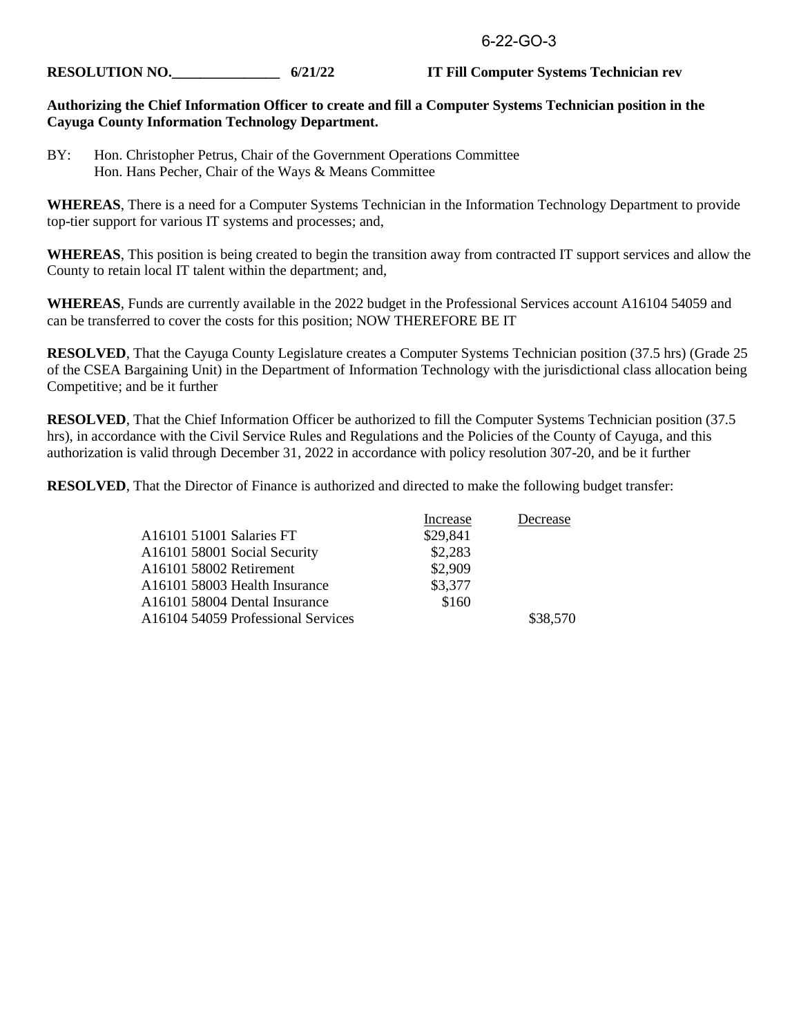6-22-GO-3

**RESOLUTION NO.\_\_\_\_\_\_\_\_\_\_\_\_\_\_\_ 6/21/22 IT Fill Computer Systems Technician rev**

**Authorizing the Chief Information Officer to create and fill a Computer Systems Technician position in the Cayuga County Information Technology Department.**

BY: Hon. Christopher Petrus, Chair of the Government Operations Committee
Hon. Hans Pecher, Chair of the Ways & Means Committee

**WHEREAS**, There is a need for a Computer Systems Technician in the Information Technology Department to provide top-tier support for various IT systems and processes; and,

**WHEREAS**, This position is being created to begin the transition away from contracted IT support services and allow the County to retain local IT talent within the department; and,

**WHEREAS**, Funds are currently available in the 2022 budget in the Professional Services account A16104 54059 and can be transferred to cover the costs for this position; NOW THEREFORE BE IT

**RESOLVED**, That the Cayuga County Legislature creates a Computer Systems Technician position (37.5 hrs) (Grade 25 of the CSEA Bargaining Unit) in the Department of Information Technology with the jurisdictional class allocation being Competitive; and be it further

**RESOLVED**, That the Chief Information Officer be authorized to fill the Computer Systems Technician position (37.5 hrs), in accordance with the Civil Service Rules and Regulations and the Policies of the County of Cayuga, and this authorization is valid through December 31, 2022 in accordance with policy resolution 307-20, and be it further

**RESOLVED**, That the Director of Finance is authorized and directed to make the following budget transfer:

| | Increase | Decrease |
|---|---|---|
| A16101 51001 Salaries FT | $29,841 | |
| A16101 58001 Social Security | $2,283 | |
| A16101 58002 Retirement | $2,909 | |
| A16101 58003 Health Insurance | $3,377 | |
| A16101 58004 Dental Insurance | $160 | |
| A16104 54059 Professional Services | | $38,570 |